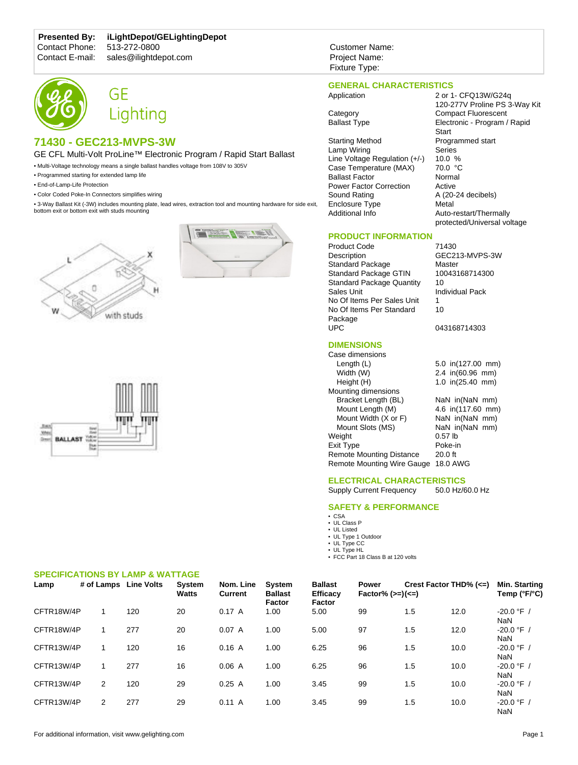**Presented By:** iLightDepot/GELightingDepot
Contact Phone: 513-272-0800
Contact E-mail: sales@ilightdepot.com

Customer Name:
Project Name:
Fixture Type:

GE Lighting

# 71430 - GEC213-MVPS-3W

GE CFL Multi-Volt ProLine™ Electronic Program / Rapid Start Ballast

- Multi-Voltage technology means a single ballast handles voltage from 108V to 305V
- Programmed starting for extended lamp life
- End-of-Lamp-Life Protection
- Color Coded Poke-In Connectors simplifies wiring
- 3-Way Ballast Kit (-3W) includes mounting plate, lead wires, extraction tool and mounting hardware for side exit, bottom exit or bottom exit with studs mounting

L
X
W
H
with studs

BALLAST

## GENERAL CHARACTERISTICS

| | |
|---|---|
| Application | 2 or 1- CFQ13W/G24q 120-277V Proline PS 3-Way Kit |
| Category | Compact Fluorescent |
| Ballast Type | Electronic - Program / Rapid Start |
| Starting Method | Programmed start |
| Lamp Wiring | Series |
| Line Voltage Regulation (+/-) | 10.0 % |
| Case Temperature (MAX) | 70.0 °C |
| Ballast Factor | Normal |
| Power Factor Correction | Active |
| Sound Rating | A (20-24 decibels) |
| Enclosure Type | Metal |
| Additional Info | Auto-restart/Thermally protected/Universal voltage |

## PRODUCT INFORMATION

| | |
|---|---|
| Product Code | 71430 |
| Description | GEC213-MVPS-3W |
| Standard Package | Master |
| Standard Package GTIN | 10043168714300 |
| Standard Package Quantity | 10 |
| Sales Unit | Individual Pack |
| No Of Items Per Sales Unit | 1 |
| No Of Items Per Standard Package | 10 |
| UPC | 043168714303 |

## DIMENSIONS

| | |
|---|---|
| Case dimensions | |
| Length (L) | 5.0 in(127.00 mm) |
| Width (W) | 2.4 in(60.96 mm) |
| Height (H) | 1.0 in(25.40 mm) |
| Mounting dimensions | |
| Bracket Length (BL) | NaN in(NaN mm) |
| Mount Length (M) | 4.6 in(117.60 mm) |
| Mount Width (X or F) | NaN in(NaN mm) |
| Mount Slots (MS) | NaN in(NaN mm) |
| Weight | 0.57 lb |
| Exit Type | Poke-in |
| Remote Mounting Distance | 20.0 ft |
| Remote Mounting Wire Gauge | 18.0 AWG |

## ELECTRICAL CHARACTERISTICS

| | |
|---|---|
| Supply Current Frequency | 50.0 Hz/60.0 Hz |

## SAFETY & PERFORMANCE

- CSA
- UL Class P
- UL Listed
- UL Type 1 Outdoor
- UL Type CC
- UL Type HL
- FCC Part 18 Class B at 120 volts

## SPECIFICATIONS BY LAMP & WATTAGE

| Lamp | # of Lamps | Line Volts | System Watts | Nom. Line Current | System Ballast Factor | Ballast Efficacy Factor | Power Factor% (>=) | Crest Factor (<=) | THD% (<=) | Min. Starting Temp (°F/°C) |
|---|---|---|---|---|---|---|---|---|---|---|
| CFTR18W/4P | 1 | 120 | 20 | 0.17 A | 1.00 | 5.00 | 99 | 1.5 | 12.0 | -20.0 °F / NaN |
| CFTR18W/4P | 1 | 277 | 20 | 0.07 A | 1.00 | 5.00 | 97 | 1.5 | 12.0 | -20.0 °F / NaN |
| CFTR13W/4P | 1 | 120 | 16 | 0.16 A | 1.00 | 6.25 | 96 | 1.5 | 10.0 | -20.0 °F / NaN |
| CFTR13W/4P | 1 | 277 | 16 | 0.06 A | 1.00 | 6.25 | 96 | 1.5 | 10.0 | -20.0 °F / NaN |
| CFTR13W/4P | 2 | 120 | 29 | 0.25 A | 1.00 | 3.45 | 99 | 1.5 | 10.0 | -20.0 °F / NaN |
| CFTR13W/4P | 2 | 277 | 29 | 0.11 A | 1.00 | 3.45 | 99 | 1.5 | 10.0 | -20.0 °F / NaN |

For additional information, visit www.gelighting.com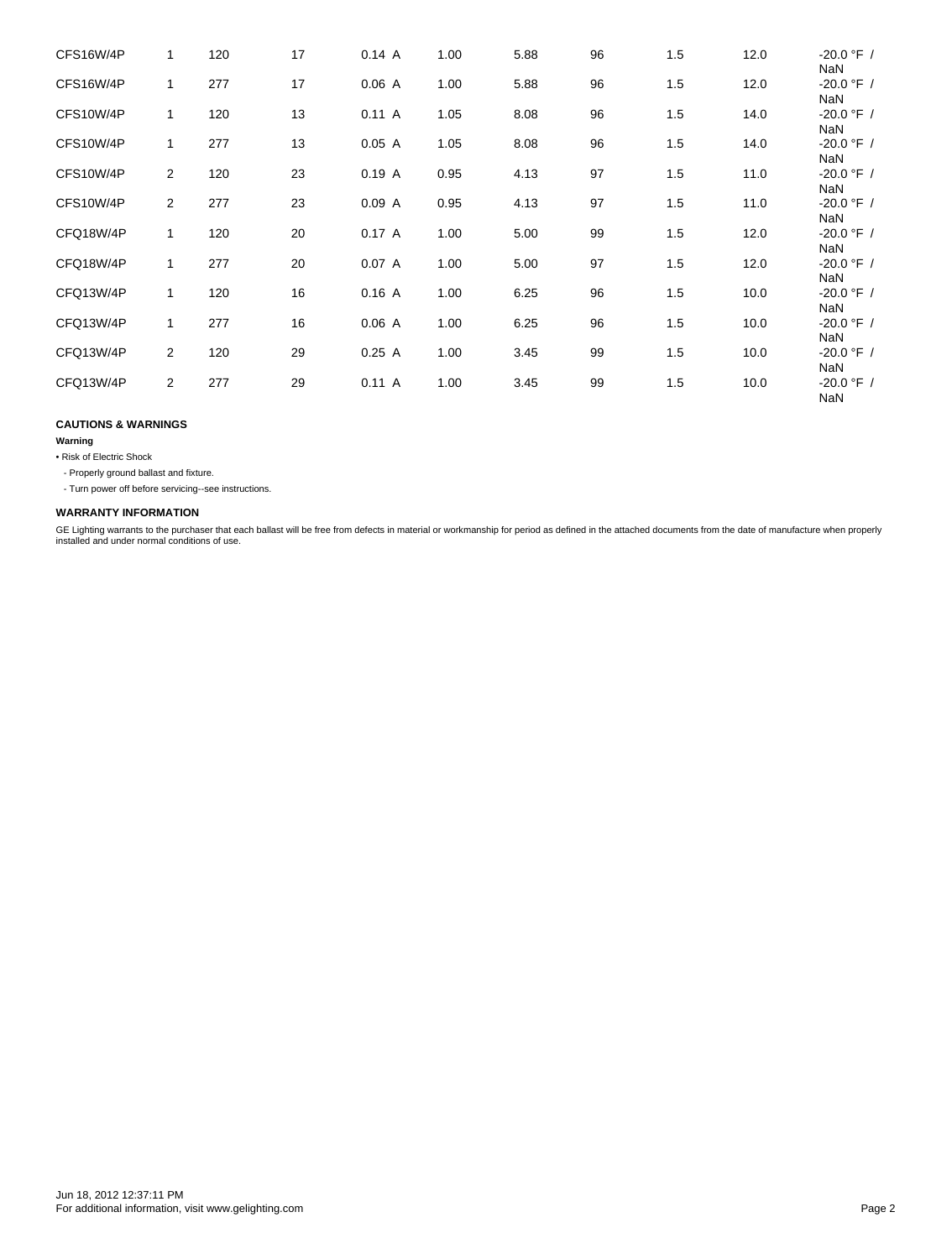| | | | | | | | | | | |
|---|---|---|---|---|---|---|---|---|---|---|
| CFS16W/4P | 1 | 120 | 17 | 0.14 A | 1.00 | 5.88 | 96 | 1.5 | 12.0 | -20.0 °F / NaN |
| CFS16W/4P | 1 | 277 | 17 | 0.06 A | 1.00 | 5.88 | 96 | 1.5 | 12.0 | -20.0 °F / NaN |
| CFS10W/4P | 1 | 120 | 13 | 0.11 A | 1.05 | 8.08 | 96 | 1.5 | 14.0 | -20.0 °F / NaN |
| CFS10W/4P | 1 | 277 | 13 | 0.05 A | 1.05 | 8.08 | 96 | 1.5 | 14.0 | -20.0 °F / NaN |
| CFS10W/4P | 2 | 120 | 23 | 0.19 A | 0.95 | 4.13 | 97 | 1.5 | 11.0 | -20.0 °F / NaN |
| CFS10W/4P | 2 | 277 | 23 | 0.09 A | 0.95 | 4.13 | 97 | 1.5 | 11.0 | -20.0 °F / NaN |
| CFQ18W/4P | 1 | 120 | 20 | 0.17 A | 1.00 | 5.00 | 99 | 1.5 | 12.0 | -20.0 °F / NaN |
| CFQ18W/4P | 1 | 277 | 20 | 0.07 A | 1.00 | 5.00 | 97 | 1.5 | 12.0 | -20.0 °F / NaN |
| CFQ13W/4P | 1 | 120 | 16 | 0.16 A | 1.00 | 6.25 | 96 | 1.5 | 10.0 | -20.0 °F / NaN |
| CFQ13W/4P | 1 | 277 | 16 | 0.06 A | 1.00 | 6.25 | 96 | 1.5 | 10.0 | -20.0 °F / NaN |
| CFQ13W/4P | 2 | 120 | 29 | 0.25 A | 1.00 | 3.45 | 99 | 1.5 | 10.0 | -20.0 °F / NaN |
| CFQ13W/4P | 2 | 277 | 29 | 0.11 A | 1.00 | 3.45 | 99 | 1.5 | 10.0 | -20.0 °F / NaN |

### CAUTIONS & WARNINGS

**Warning**

- Risk of Electric Shock
  - Properly ground ballast and fixture.
  - Turn power off before servicing--see instructions.

### WARRANTY INFORMATION

GE Lighting warrants to the purchaser that each ballast will be free from defects in material or workmanship for period as defined in the attached documents from the date of manufacture when properly installed and under normal conditions of use.

Jun 18, 2012 12:37:11 PM
For additional information, visit www.gelighting.com